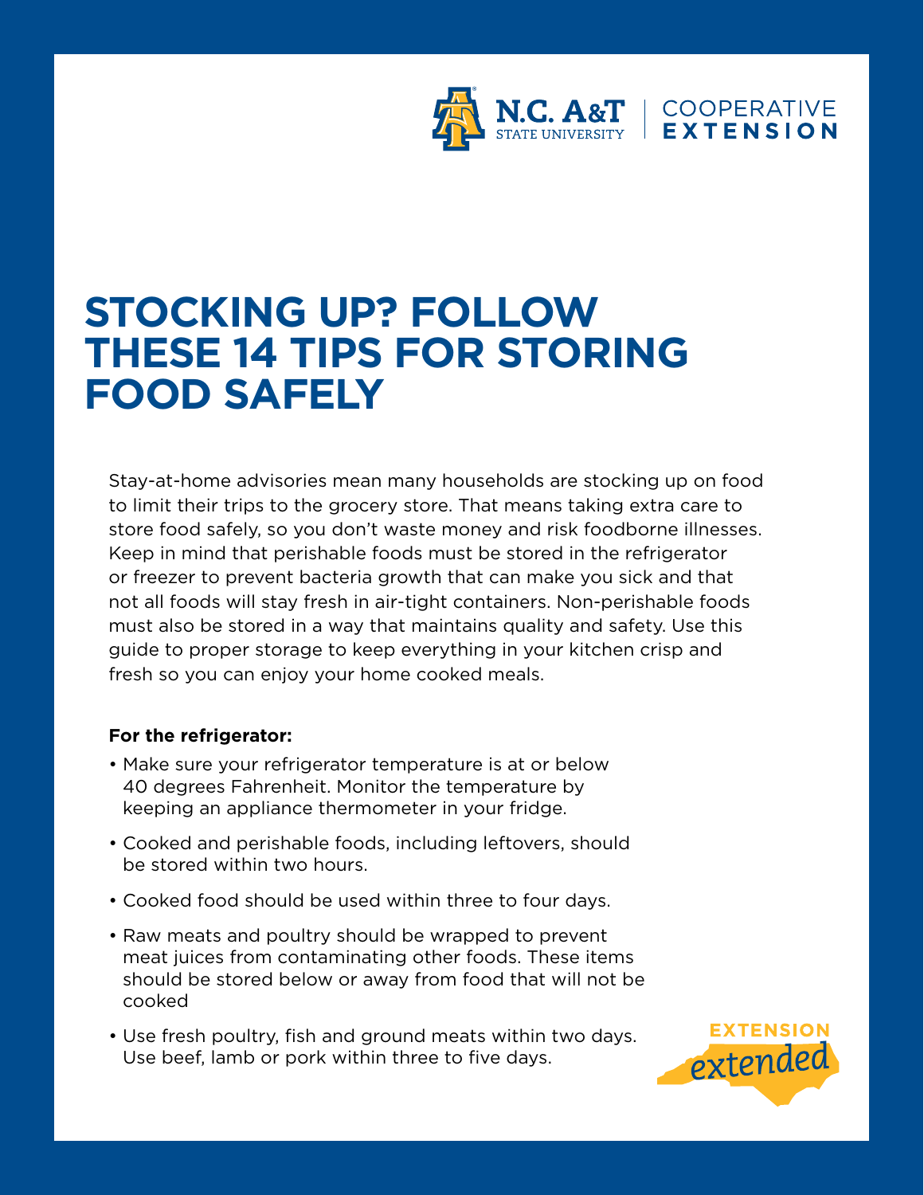# STOCKING UP? FOLLOW THESE 14 TIPS FOR STORING FOOD SAFELY

Stay-at-home advisories mean many households are stocking up on food to limit their trips to the grocery store. That means taking extra care to store food safely, so you don't waste money and risk foodborne illnesses. Keep in mind that perishable foods must be stored in the refrigerator or freezer to prevent bacteria growth that can make you sick and that not all foods will stay fresh in air-tight containers. Non-perishable foods must also be stored in a way that maintains quality and safety. Use this guide to proper storage to keep everything in your kitchen crisp and fresh so you can enjoy your home cooked meals.

**For the refrigerator:**

- Make sure your refrigerator temperature is at or below 40 degrees Fahrenheit. Monitor the temperature by keeping an appliance thermometer in your fridge.
- Cooked and perishable foods, including leftovers, should be stored within two hours.
- Cooked food should be used within three to four days.
- Raw meats and poultry should be wrapped to prevent meat juices from contaminating other foods. These items should be stored below or away from food that will not be cooked
- Use fresh poultry, fish and ground meats within two days. Use beef, lamb or pork within three to five days.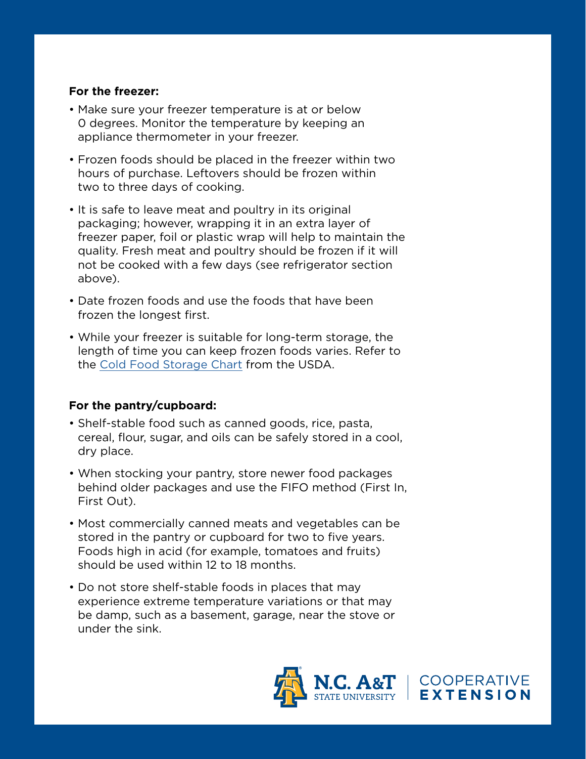**For the freezer:**

- Make sure your freezer temperature is at or below 0 degrees. Monitor the temperature by keeping an appliance thermometer in your freezer.
- Frozen foods should be placed in the freezer within two hours of purchase. Leftovers should be frozen within two to three days of cooking.
- It is safe to leave meat and poultry in its original packaging; however, wrapping it in an extra layer of freezer paper, foil or plastic wrap will help to maintain the quality. Fresh meat and poultry should be frozen if it will not be cooked with a few days (see refrigerator section above).
- Date frozen foods and use the foods that have been frozen the longest first.
- While your freezer is suitable for long-term storage, the length of time you can keep frozen foods varies. Refer to the Cold Food Storage Chart from the USDA.

**For the pantry/cupboard:**

- Shelf-stable food such as canned goods, rice, pasta, cereal, flour, sugar, and oils can be safely stored in a cool, dry place.
- When stocking your pantry, store newer food packages behind older packages and use the FIFO method (First In, First Out).
- Most commercially canned meats and vegetables can be stored in the pantry or cupboard for two to five years. Foods high in acid (for example, tomatoes and fruits) should be used within 12 to 18 months.
- Do not store shelf-stable foods in places that may experience extreme temperature variations or that may be damp, such as a basement, garage, near the stove or under the sink.

N.C. A&T STATE UNIVERSITY | COOPERATIVE EXTENSION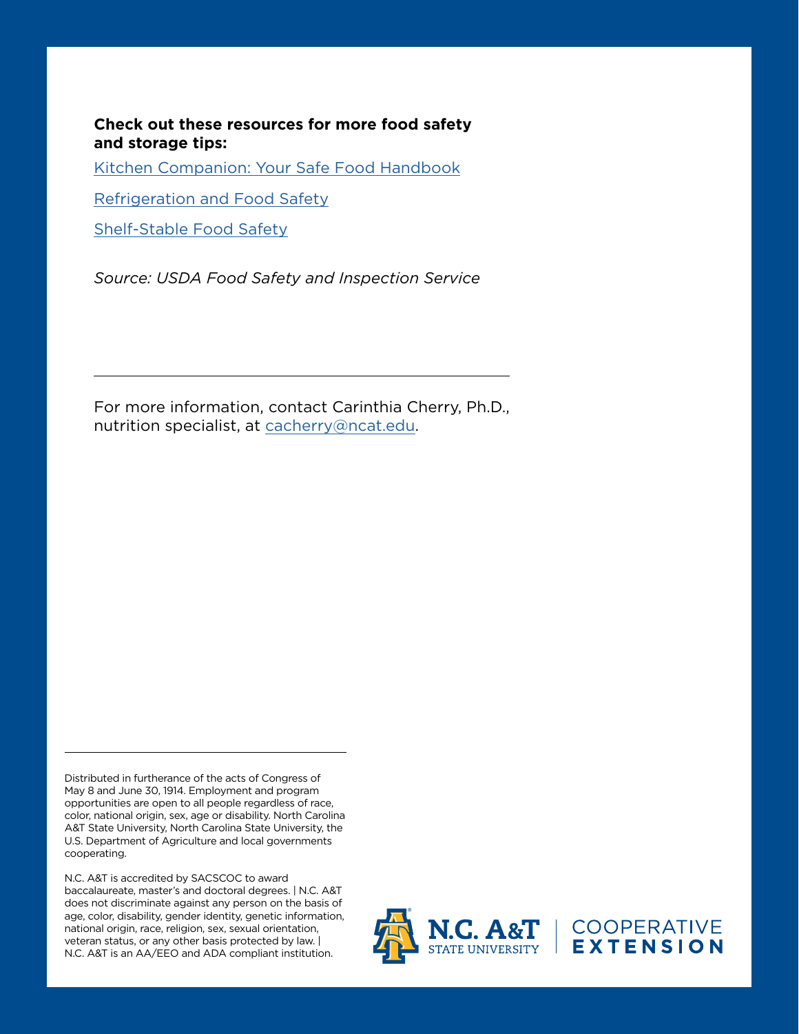**Check out these resources for more food safety and storage tips:**

[Kitchen Companion: Your Safe Food Handbook]

[Refrigeration and Food Safety]

[Shelf-Stable Food Safety]

*Source: USDA Food Safety and Inspection Service*

---

For more information, contact Carinthia Cherry, Ph.D., nutrition specialist, at cacherry@ncat.edu.

---

Distributed in furtherance of the acts of Congress of May 8 and June 30, 1914. Employment and program opportunities are open to all people regardless of race, color, national origin, sex, age or disability. North Carolina A&T State University, North Carolina State University, the U.S. Department of Agriculture and local governments cooperating.

N.C. A&T is accredited by SACSCOC to award baccalaureate, master's and doctoral degrees. | N.C. A&T does not discriminate against any person on the basis of age, color, disability, gender identity, genetic information, national origin, race, religion, sex, sexual orientation, veteran status, or any other basis protected by law. | N.C. A&T is an AA/EEO and ADA compliant institution.

N.C. A&T STATE UNIVERSITY | COOPERATIVE EXTENSION